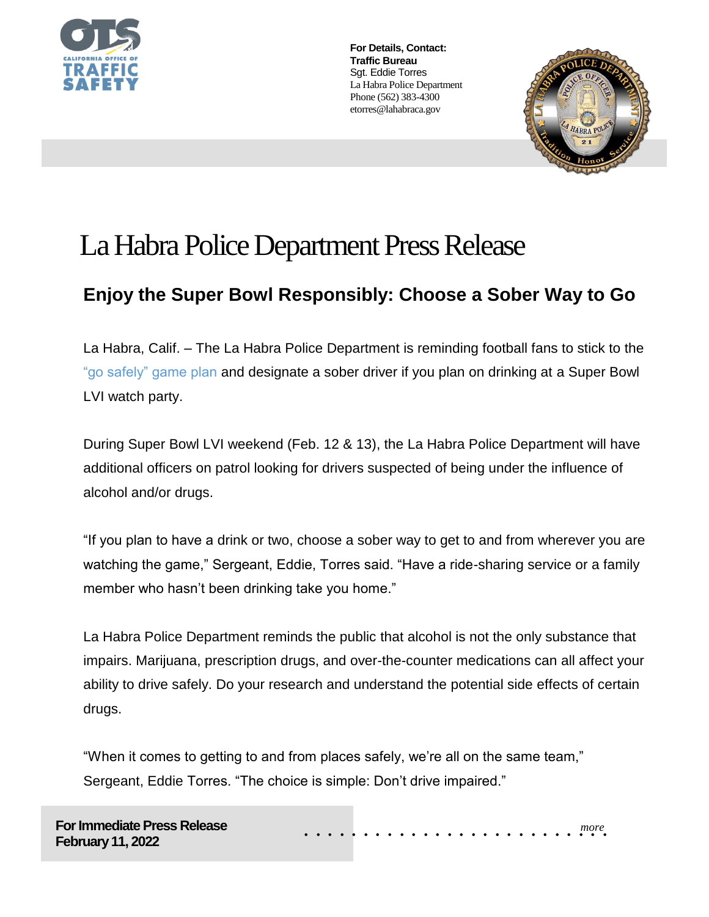For Details, Contact:
**Traffic Bureau**
Sgt. Eddie Torres
La Habra Police Department
Phone (562) 383-4300
etorres@lahabraca.gov

# La Habra Police Department Press Release

## Enjoy the Super Bowl Responsibly: Choose a Sober Way to Go

La Habra, Calif. – The La Habra Police Department is reminding football fans to stick to the "go safely" game plan and designate a sober driver if you plan on drinking at a Super Bowl LVI watch party.

During Super Bowl LVI weekend (Feb. 12 & 13), the La Habra Police Department will have additional officers on patrol looking for drivers suspected of being under the influence of alcohol and/or drugs.

"If you plan to have a drink or two, choose a sober way to get to and from wherever you are watching the game," Sergeant, Eddie, Torres said. "Have a ride-sharing service or a family member who hasn't been drinking take you home."

La Habra Police Department reminds the public that alcohol is not the only substance that impairs. Marijuana, prescription drugs, and over-the-counter medications can all affect your ability to drive safely. Do your research and understand the potential side effects of certain drugs.

"When it comes to getting to and from places safely, we're all on the same team," Sergeant, Eddie Torres. "The choice is simple: Don't drive impaired."

**For Immediate Press Release**
**February 11, 2022**

*more*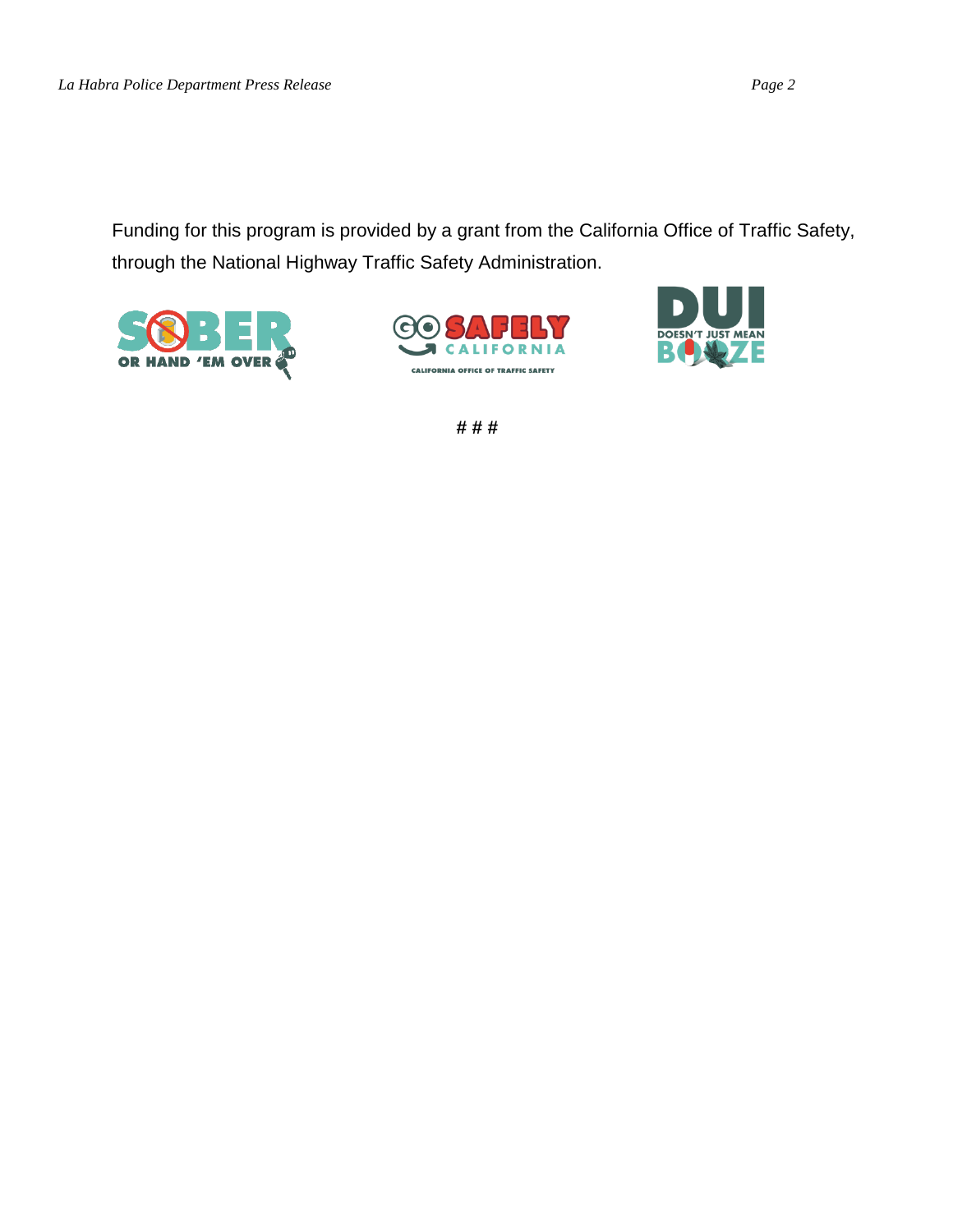Funding for this program is provided by a grant from the California Office of Traffic Safety, through the National Highway Traffic Safety Administration.

# # #